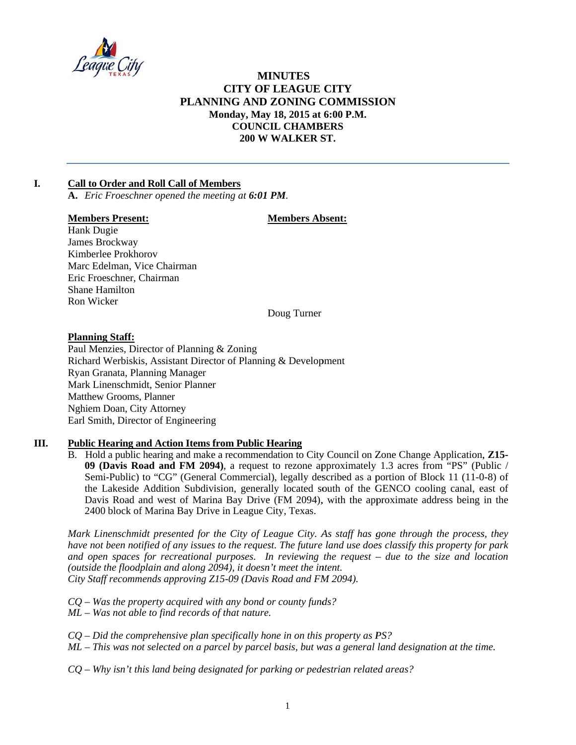# MINUTES
# CITY OF LEAGUE CITY
# PLANNING AND ZONING COMMISSION

**Monday, May 18, 2015 at 6:00 P.M.**
**COUNCIL CHAMBERS**
**200 W WALKER ST.**

---

## I. Call to Order and Roll Call of Members

**A.** *Eric Froeschner opened the meeting at **6:01 PM**.*

| **Members Present:** | **Members Absent:** |
|---|---|
| Hank Dugie | |
| James Brockway | |
| Kimberlee Prokhorov | |
| Marc Edelman, Vice Chairman | |
| Eric Froeschner, Chairman | |
| Shane Hamilton | |
| Ron Wicker | |
| | Doug Turner |

**Planning Staff:**

Paul Menzies, Director of Planning & Zoning
Richard Werbiskis, Assistant Director of Planning & Development
Ryan Granata, Planning Manager
Mark Linenschmidt, Senior Planner
Matthew Grooms, Planner
Nghiem Doan, City Attorney
Earl Smith, Director of Engineering

## III. Public Hearing and Action Items from Public Hearing

B. Hold a public hearing and make a recommendation to City Council on Zone Change Application, **Z15-09 (Davis Road and FM 2094)**, a request to rezone approximately 1.3 acres from "PS" (Public / Semi-Public) to "CG" (General Commercial), legally described as a portion of Block 11 (11-0-8) of the Lakeside Addition Subdivision, generally located south of the GENCO cooling canal, east of Davis Road and west of Marina Bay Drive (FM 2094), with the approximate address being in the 2400 block of Marina Bay Drive in League City, Texas.

*Mark Linenschmidt presented for the City of League City. As staff has gone through the process, they have not been notified of any issues to the request. The future land use does classify this property for park and open spaces for recreational purposes. In reviewing the request – due to the size and location (outside the floodplain and along 2094), it doesn't meet the intent.*
*City Staff recommends approving Z15-09 (Davis Road and FM 2094).*

*CQ – Was the property acquired with any bond or county funds?*
*ML – Was not able to find records of that nature.*

*CQ – Did the comprehensive plan specifically hone in on this property as PS?*
*ML – This was not selected on a parcel by parcel basis, but was a general land designation at the time.*

*CQ – Why isn't this land being designated for parking or pedestrian related areas?*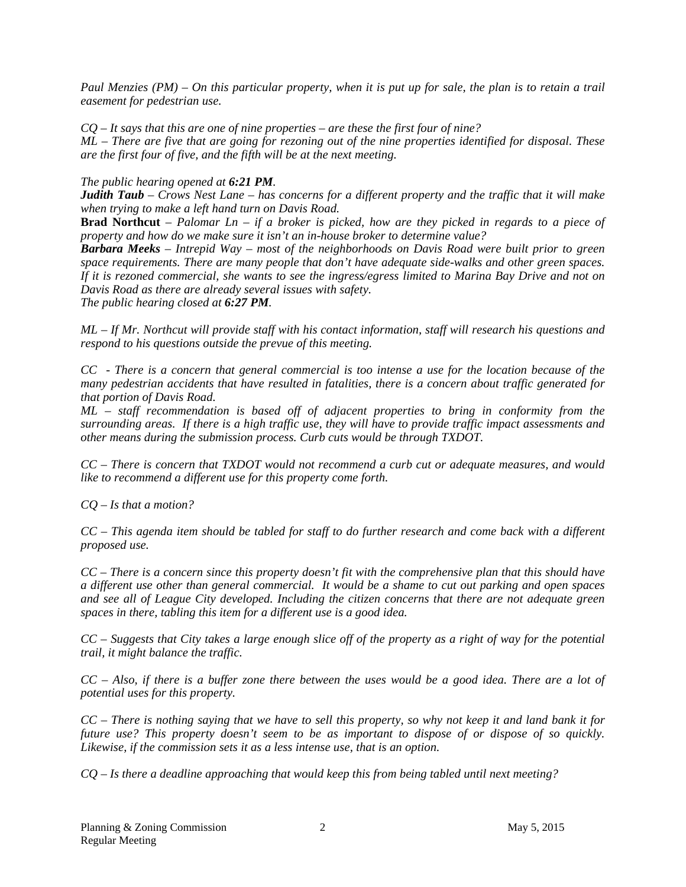*Paul Menzies (PM) – On this particular property, when it is put up for sale, the plan is to retain a trail easement for pedestrian use.*

*CQ – It says that this are one of nine properties – are these the first four of nine?*
*ML – There are five that are going for rezoning out of the nine properties identified for disposal. These are the first four of five, and the fifth will be at the next meeting.*

*The public hearing opened at **6:21 PM**.*
***Judith Taub** – Crows Nest Lane – has concerns for a different property and the traffic that it will make when trying to make a left hand turn on Davis Road.*
**Brad Northcut** – *Palomar Ln – if a broker is picked, how are they picked in regards to a piece of property and how do we make sure it isn't an in-house broker to determine value?*
***Barbara Meeks** – Intrepid Way – most of the neighborhoods on Davis Road were built prior to green space requirements. There are many people that don't have adequate side-walks and other green spaces. If it is rezoned commercial, she wants to see the ingress/egress limited to Marina Bay Drive and not on Davis Road as there are already several issues with safety.*
*The public hearing closed at **6:27 PM**.*

*ML – If Mr. Northcut will provide staff with his contact information, staff will research his questions and respond to his questions outside the prevue of this meeting.*

*CC - There is a concern that general commercial is too intense a use for the location because of the many pedestrian accidents that have resulted in fatalities, there is a concern about traffic generated for that portion of Davis Road.*
*ML – staff recommendation is based off of adjacent properties to bring in conformity from the surrounding areas. If there is a high traffic use, they will have to provide traffic impact assessments and other means during the submission process. Curb cuts would be through TXDOT.*

*CC – There is concern that TXDOT would not recommend a curb cut or adequate measures, and would like to recommend a different use for this property come forth.*

*CQ – Is that a motion?*

*CC – This agenda item should be tabled for staff to do further research and come back with a different proposed use.*

*CC – There is a concern since this property doesn't fit with the comprehensive plan that this should have a different use other than general commercial. It would be a shame to cut out parking and open spaces and see all of League City developed. Including the citizen concerns that there are not adequate green spaces in there, tabling this item for a different use is a good idea.*

*CC – Suggests that City takes a large enough slice off of the property as a right of way for the potential trail, it might balance the traffic.*

*CC – Also, if there is a buffer zone there between the uses would be a good idea. There are a lot of potential uses for this property.*

*CC – There is nothing saying that we have to sell this property, so why not keep it and land bank it for future use? This property doesn't seem to be as important to dispose of or dispose of so quickly. Likewise, if the commission sets it as a less intense use, that is an option.*

*CQ – Is there a deadline approaching that would keep this from being tabled until next meeting?*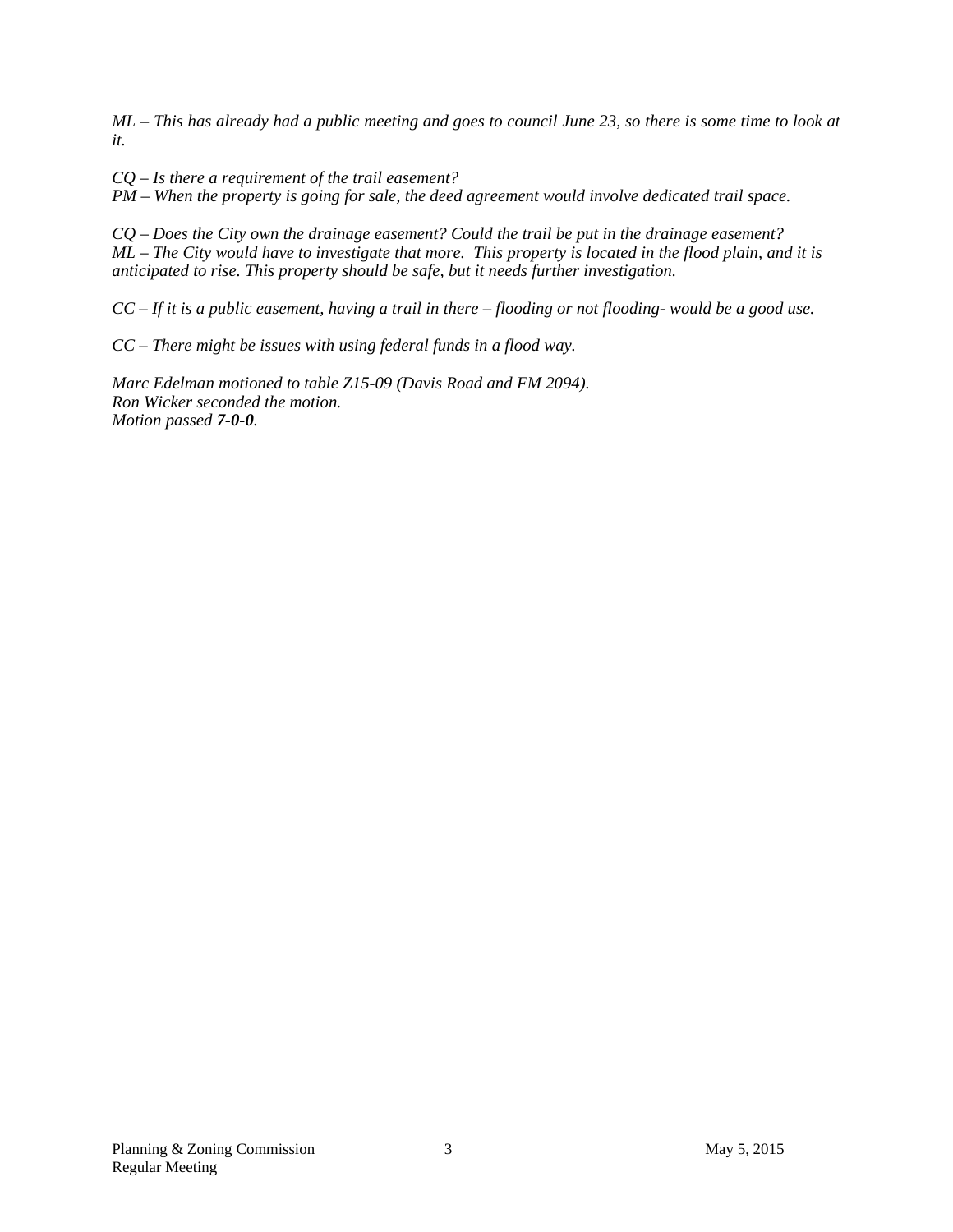*ML – This has already had a public meeting and goes to council June 23, so there is some time to look at it.*

*CQ – Is there a requirement of the trail easement?*
*PM – When the property is going for sale, the deed agreement would involve dedicated trail space.*

*CQ – Does the City own the drainage easement? Could the trail be put in the drainage easement?*
*ML – The City would have to investigate that more. This property is located in the flood plain, and it is anticipated to rise. This property should be safe, but it needs further investigation.*

*CC – If it is a public easement, having a trail in there – flooding or not flooding- would be a good use.*

*CC – There might be issues with using federal funds in a flood way.*

*Marc Edelman motioned to table Z15-09 (Davis Road and FM 2094).*
*Ron Wicker seconded the motion.*
*Motion passed **7-0-0**.*